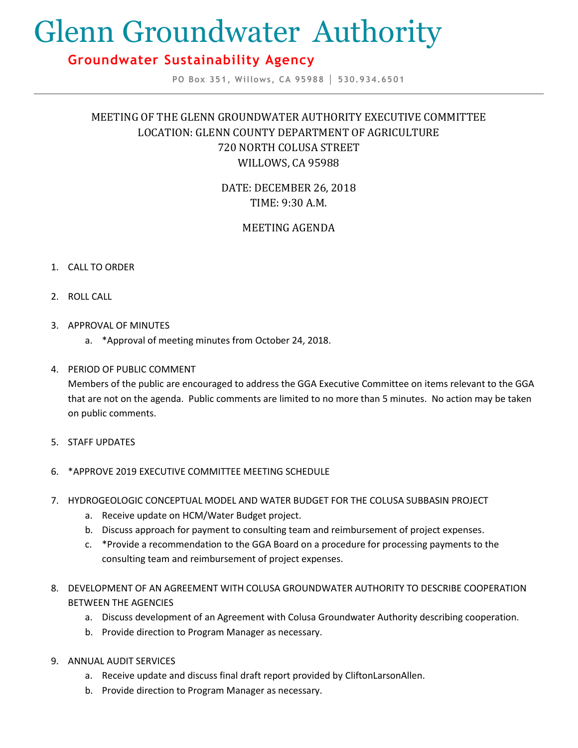# Glenn Groundwater Authority

## Groundwater Sustainability Agency

PO Box 351, Willows, CA 95988 | 530.934.6501

---

MEETING OF THE GLENN GROUNDWATER AUTHORITY EXECUTIVE COMMITTEE
LOCATION: GLENN COUNTY DEPARTMENT OF AGRICULTURE
720 NORTH COLUSA STREET
WILLOWS, CA 95988

DATE: DECEMBER 26, 2018
TIME: 9:30 A.M.

MEETING AGENDA

1. CALL TO ORDER

2. ROLL CALL

3. APPROVAL OF MINUTES
   a. *Approval of meeting minutes from October 24, 2018.

4. PERIOD OF PUBLIC COMMENT
   Members of the public are encouraged to address the GGA Executive Committee on items relevant to the GGA that are not on the agenda. Public comments are limited to no more than 5 minutes. No action may be taken on public comments.

5. STAFF UPDATES

6. *APPROVE 2019 EXECUTIVE COMMITTEE MEETING SCHEDULE

7. HYDROGEOLOGIC CONCEPTUAL MODEL AND WATER BUDGET FOR THE COLUSA SUBBASIN PROJECT
   a. Receive update on HCM/Water Budget project.
   b. Discuss approach for payment to consulting team and reimbursement of project expenses.
   c. *Provide a recommendation to the GGA Board on a procedure for processing payments to the consulting team and reimbursement of project expenses.

8. DEVELOPMENT OF AN AGREEMENT WITH COLUSA GROUNDWATER AUTHORITY TO DESCRIBE COOPERATION BETWEEN THE AGENCIES
   a. Discuss development of an Agreement with Colusa Groundwater Authority describing cooperation.
   b. Provide direction to Program Manager as necessary.

9. ANNUAL AUDIT SERVICES
   a. Receive update and discuss final draft report provided by CliftonLarsonAllen.
   b. Provide direction to Program Manager as necessary.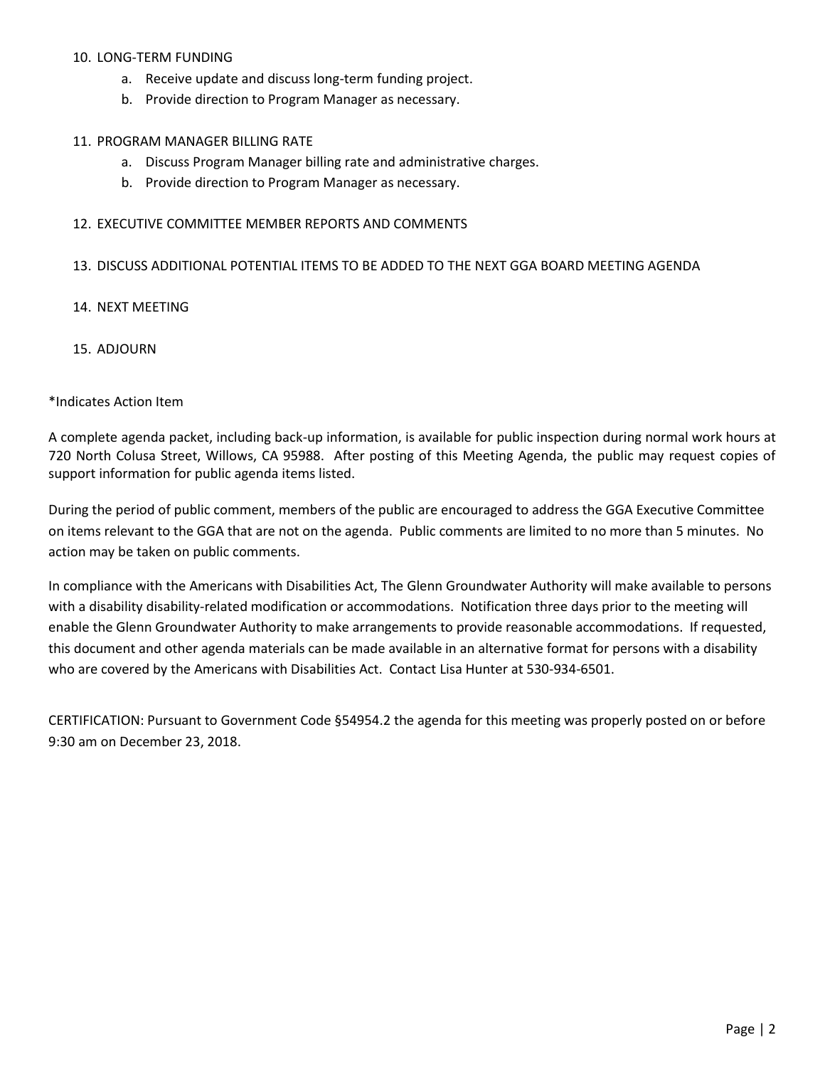10. LONG-TERM FUNDING
    a. Receive update and discuss long-term funding project.
    b. Provide direction to Program Manager as necessary.

11. PROGRAM MANAGER BILLING RATE
    a. Discuss Program Manager billing rate and administrative charges.
    b. Provide direction to Program Manager as necessary.

12. EXECUTIVE COMMITTEE MEMBER REPORTS AND COMMENTS

13. DISCUSS ADDITIONAL POTENTIAL ITEMS TO BE ADDED TO THE NEXT GGA BOARD MEETING AGENDA

14. NEXT MEETING

15. ADJOURN

*Indicates Action Item

A complete agenda packet, including back-up information, is available for public inspection during normal work hours at 720 North Colusa Street, Willows, CA 95988. After posting of this Meeting Agenda, the public may request copies of support information for public agenda items listed.

During the period of public comment, members of the public are encouraged to address the GGA Executive Committee on items relevant to the GGA that are not on the agenda. Public comments are limited to no more than 5 minutes. No action may be taken on public comments.

In compliance with the Americans with Disabilities Act, The Glenn Groundwater Authority will make available to persons with a disability disability-related modification or accommodations. Notification three days prior to the meeting will enable the Glenn Groundwater Authority to make arrangements to provide reasonable accommodations. If requested, this document and other agenda materials can be made available in an alternative format for persons with a disability who are covered by the Americans with Disabilities Act. Contact Lisa Hunter at 530-934-6501.

CERTIFICATION: Pursuant to Government Code §54954.2 the agenda for this meeting was properly posted on or before 9:30 am on December 23, 2018.